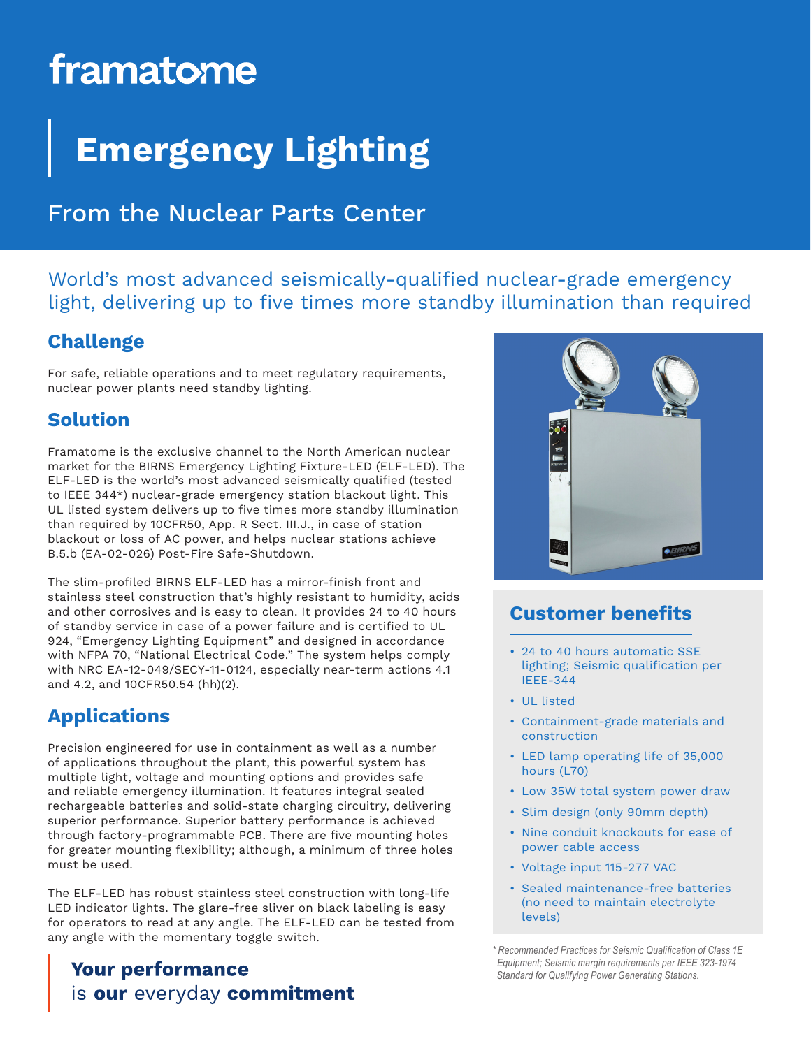framatome

# Emergency Lighting

## From the Nuclear Parts Center

World's most advanced seismically-qualified nuclear-grade emergency light, delivering up to five times more standby illumination than required

## Challenge

For safe, reliable operations and to meet regulatory requirements, nuclear power plants need standby lighting.

## Solution

Framatome is the exclusive channel to the North American nuclear market for the BIRNS Emergency Lighting Fixture-LED (ELF-LED). The ELF-LED is the world's most advanced seismically qualified (tested to IEEE 344*) nuclear-grade emergency station blackout light. This UL listed system delivers up to five times more standby illumination than required by 10CFR50, App. R Sect. III.J., in case of station blackout or loss of AC power, and helps nuclear stations achieve B.5.b (EA-02-026) Post-Fire Safe-Shutdown.

The slim-profiled BIRNS ELF-LED has a mirror-finish front and stainless steel construction that's highly resistant to humidity, acids and other corrosives and is easy to clean. It provides 24 to 40 hours of standby service in case of a power failure and is certified to UL 924, "Emergency Lighting Equipment" and designed in accordance with NFPA 70, "National Electrical Code." The system helps comply with NRC EA-12-049/SECY-11-0124, especially near-term actions 4.1 and 4.2, and 10CFR50.54 (hh)(2).

## Applications

Precision engineered for use in containment as well as a number of applications throughout the plant, this powerful system has multiple light, voltage and mounting options and provides safe and reliable emergency illumination. It features integral sealed rechargeable batteries and solid-state charging circuitry, delivering superior performance. Superior battery performance is achieved through factory-programmable PCB. There are five mounting holes for greater mounting flexibility; although, a minimum of three holes must be used.

The ELF-LED has robust stainless steel construction with long-life LED indicator lights. The glare-free sliver on black labeling is easy for operators to read at any angle. The ELF-LED can be tested from any angle with the momentary toggle switch.

**Your performance**
is **our** everyday **commitment**

## Customer benefits

- 24 to 40 hours automatic SSE lighting; Seismic qualification per IEEE-344
- UL listed
- Containment-grade materials and construction
- LED lamp operating life of 35,000 hours (L70)
- Low 35W total system power draw
- Slim design (only 90mm depth)
- Nine conduit knockouts for ease of power cable access
- Voltage input 115-277 VAC
- Sealed maintenance-free batteries (no need to maintain electrolyte levels)

*\* Recommended Practices for Seismic Qualification of Class 1E Equipment; Seismic margin requirements per IEEE 323-1974 Standard for Qualifying Power Generating Stations.*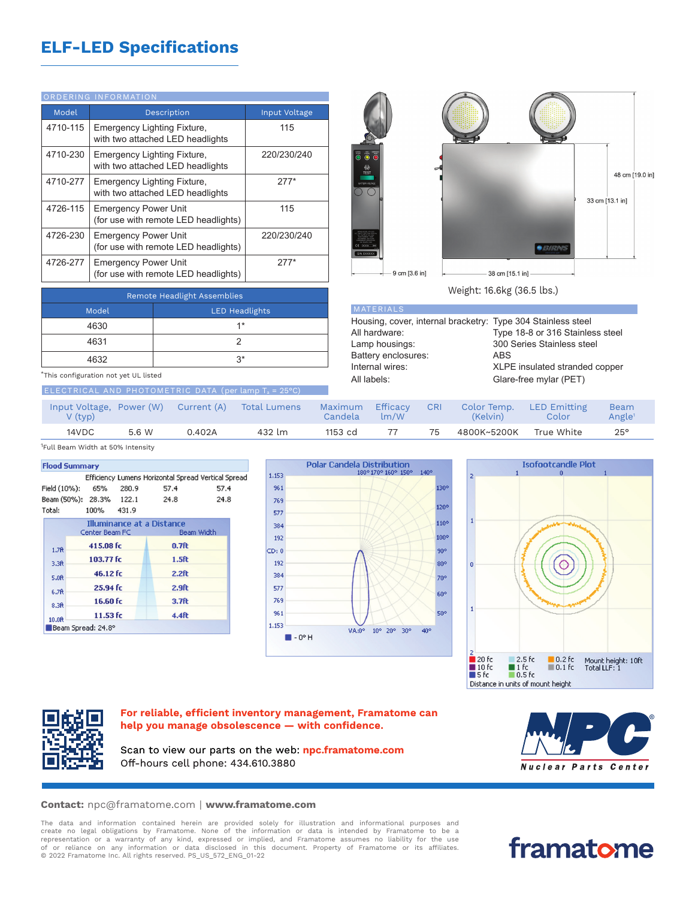# ELF-LED Specifications

## ORDERING INFORMATION

| Model | Description | Input Voltage |
|---|---|---|
| 4710-115 | Emergency Lighting Fixture, with two attached LED headlights | 115 |
| 4710-230 | Emergency Lighting Fixture, with two attached LED headlights | 220/230/240 |
| 4710-277 | Emergency Lighting Fixture, with two attached LED headlights | 277* |
| 4726-115 | Emergency Power Unit (for use with remote LED headlights) | 115 |
| 4726-230 | Emergency Power Unit (for use with remote LED headlights) | 220/230/240 |
| 4726-277 | Emergency Power Unit (for use with remote LED headlights) | 277* |

| Remote Headlight Assemblies | |
|---|---|
| **Model** | **LED Headlights** |
| 4630 | 1* |
| 4631 | 2 |
| 4632 | 3* |

*This configuration not yet UL listed

48 cm [19.0 in]
33 cm [13.1 in]
9 cm [3.6 in]
38 cm [15.1 in]

Weight: 16.6kg (36.5 lbs.)

## MATERIALS

| | |
|---|---|
| Housing, cover, internal bracketry: | Type 304 Stainless steel |
| All hardware: | Type 18-8 or 316 Stainless steel |
| Lamp housings: | 300 Series Stainless steel |
| Battery enclosures: | ABS |
| Internal wires: | XLPE insulated stranded copper |
| All labels: | Glare-free mylar (PET) |

## ELECTRICAL AND PHOTOMETRIC DATA (per lamp $T_a$ = 25°C)

| Input Voltage, V (typ) | Power (W) | Current (A) | Total Lumens | Maximum Candela | Efficacy lm/W | CRI | Color Temp. (Kelvin) | LED Emitting Color | Beam Angle[1] |
|---|---|---|---|---|---|---|---|---|---|
| 14VDC | 5.6 W | 0.402A | 432 lm | 1153 cd | 77 | 75 | 4800K~5200K | True White | 25° |

[1]Full Beam Width at 50% Intensity

### Flood Summary

| | Efficiency | Lumens | Horizontal Spread | Vertical Spread |
|---|---|---|---|---|
| Field (10%): | 65% | 280.9 | 57.4 | 57.4 |
| Beam (50%): | 28.3% | 122.1 | 24.8 | 24.8 |
| Total: | 100% | 431.9 | | |

### Illuminance at a Distance

| | Center Beam FC | Beam Width |
|---|---|---|
| 1.7ft | 415.08 fc | 0.7ft |
| 3.3ft | 103.77 fc | 1.5ft |
| 5.0ft | 46.12 fc | 2.2ft |
| 6.7ft | 25.94 fc | 2.9ft |
| 8.3ft | 16.60 fc | 3.7ft |
| 10.0ft | 11.53 fc | 4.4ft |

Beam Spread: 24.8°

### Polar Candela Distribution

180° 170° 160° 150° 140°
1.153, 961, 769, 577, 384, 192, CD: 0, 192, 384, 577, 769, 961, 1.153
130°, 120°, 110°, 100°, 90°, 80°, 70°, 60°, 50°
VA:0° 10° 20° 30° 40°
- 0° H

### Isofootcandle Plot

2, 1, 0, 1, 2
20 fc, 10 fc, 5 fc, 2.5 fc, 1 fc, 0.5 fc, 0.2 fc, 0.1 fc
Mount height: 10ft
Total LLF: 1
Distance in units of mount height

**For reliable, efficient inventory management, Framatome can help you manage obsolescence — with confidence.**

Scan to view our parts on the web: **npc.framatome.com**
Off-hours cell phone: 434.610.3880

NPC Nuclear Parts Center

**Contact:** npc@framatome.com | **www.framatome.com**

The data and information contained herein are provided solely for illustration and informational purposes and create no legal obligations by Framatome. None of the information or data is intended by Framatome to be a representation or a warranty of any kind, expressed or implied, and Framatome assumes no liability for the use of or reliance on any information or data disclosed in this document. Property of Framatome or its affiliates.
© 2022 Framatome Inc. All rights reserved. PS_US_572_ENG_01-22

framatome